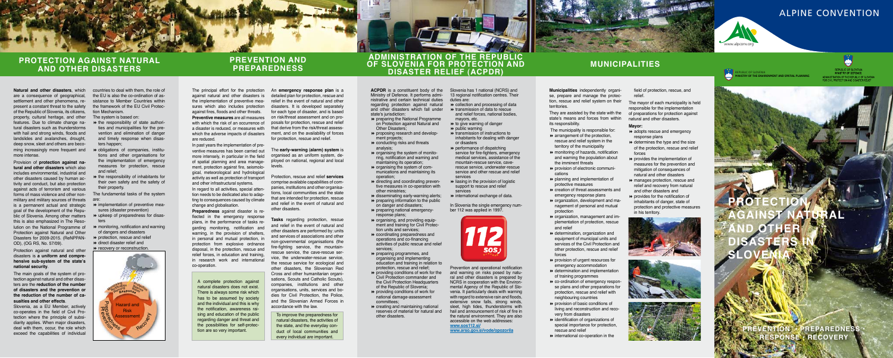# PROTECTION AGAINST NATURAL AND OTHER DISASTERS

**Natural and other disasters**, which are a consequence of geographical, settlement and other phenomena, represent a constant threat to the safety of the Republic of Slovenia, its citizens, property, cultural heritage, and other features. Due to climate change natural disasters such as thunderstorms with hail and strong winds, floods and landslides and avalanches, drought, deep snow, sleet and others are becoming increasingly more frequent and more intense.

Provision of **protection against natural and other disasters** which also includes environmental, industrial and other disasters caused by human activity and conduct, but also protection against acts of terrorism and various forms of mass violence and other non-military and military sources of threats is a permanent actual and strategic goal of the development of the Republic of Slovenia. Among other matters this is also emphasized in The Resolution on the National Programme of Protection against Natural and Other Disasters for 2009-2015. (ReNPPAN-OD), (OG RS, No. 57/09).

Protection against natural and other disasters is **a uniform and comprehensive sub-system of the state's national security**.

The main goals of the system of protection against natural and other disasters are the **reduction of the number of disasters and the prevention or the reduction of the number of casualties and other effects**.

Slovenia, as a EU Member, actively co-operates in the field of Civil Protection where the principle of subsidiarity applies. When major disasters, deal with them, occur, the role which exceed the capabilities of individual countries to deal with them, the role of the EU is also the co-ordination of assistance to Member Countries within the framework of the EU Civil Protection Mechanism.

The system is based on:

- the responsibility of state authorities and municipalities for the prevention and elimination of danger and timely response when disasters happen;
- obligations of companies, institutions and other organisations for the implementation of emergency measures for protection, rescue and relief;
- the responsibility of inhabitants for their own safety and the safety of their property.

The fundamental tasks of the system are:

- implementation of preventive measures (disaster prevention)
- upkeep of preparedness for disasters
- monitoring, notification and warning of dangers and disasters
- protection, rescue and relief
- direct disaster relief and
- recovery or reconstruction.

Hazard and Risk Assessment – Mitigation – Preparedness – Response – Recovery – Prevention

# PREVENTION AND PREPAREDNESS

The principal effort for the protection against natural and other disasters is the implementation of preventive measures which also includes protection against fires, floods and other threats.

**Preventive measures** are all measures with which the risk of an occurrence of a disaster is reduced, or measures with which the adverse impacts of disasters are reduced.

In past years the implementation of preventive measures has been carried out more intensely, in particular in the field of spatial planning and area management, protection against fire, seismological, meteorological and hydrological activity as well as protection of transport and other infrastructural systems.

In regard to all activities, special attention needs to be dedicated also to adapting to consequences caused by climate change and globalisation.

**Preparedness** against disaster is reflected in the emergency response plans, in the performance of tasks regarding monitoring, notification and warning, in the provision of shelters, in personal and mutual protection, in protection from explosive ordnance disposal, in the protection, rescue and relief forces, in education and training, in research work and international co-operation.

A complete protection against natural disasters does not exist. There is always some risk which has to be assumed by society and the individual and this is why the notification, awareness raising and education of the public regarding danger and threat and the possibilities for self-protection are so very important.

An **emergency response plan** is a detailed plan for protection, rescue and relief in the event of natural and other disasters. It is developed separately for each type of disaster, and is based on risk/threat assessment and on proposals for protection, rescue and relief that derive from the risk/threat assessment, and on the availability of forces for protection, rescue and relief.

The **early-warning (alarm) system** is organised as an uniform system, deployed on national, regional and local levels.

Protection, rescue and relief **services** comprise available capabilities of companies, institutions and other organisations, local communities and the state that are intended for protection, rescue and relief in the event of natural and other disasters.

**Tasks** regarding protection, rescue and relief in the event of natural and other disasters are performed by units and services of associations and other non-government organisations (the fire-fighting service, the mountain-rescue service, the cave-rescue service, the underwater-rescue service, the rescue service for ecological and other disasters, the Slovenian Red Cross and other humanitarian organisations, Scouts and Catholic Scouts), companies, institutions and other organisations, units, services and bodies for Civil Protection, the Police, and the Slovenian Armed Forces in accordance with the law.

To improve the preparedness for natural disasters, the activities of the state, and the everyday conduct of local communities and every individual are important.

# ADMINISTRATION OF THE REPUBLIC OF SLOVENIA FOR PROTECTION AND DISASTER RELIEF (ACPDR)

**ACPDR** is a constituent body of the Ministry of Defence. It performs administrative and certain technical duties regarding protection against natural and other disasters which fall under state's jurisdiction:

- preparing the National Programme on Protection against Natural and Other Disasters;
- proposing research and development projects;
- conducting risks and threats analysis;
- organising the system of monitoring, notification and warning and maintaining its operation;
- organising the system of communications and maintaining its operation;
- directing and coordinating preventive measures in co-operation with other ministries;
- disseminating early-warning alerts;
- preparing information to the public on danger and disasters;
- preparing national emergency-response plans;
- organising, and providing equipment and training for Civil Protection units and services;
- coordinating preparedness and operations and co-financing activities of public rescue and relief services;
- preparing programmes, and organising and implementing education and training in relation to protection, rescue and relief;
- providing conditions of work for the Civil Protection commander and the Civil Protection Headquarters of the Republic of Slovenia;
- providing conditions of work for national damage-assessment committees;
- creating and maintaining national reserves of material for natural and other disasters.

Slovenia has 1 national (NCRS) and 13 regional notification centres. Their duties are:

- collection and processing of data
- transmission of data to rescue and relief forces, national bodies, mayors, etc.
- to give warning of danger
- public warning
- transmission of instructions to inhabitants for dealing with danger or disasters
- performance of dispatching service for fire-fighters, emergency medical services, assistance of the mountain-rescue service, cave-rescue service, underwater-rescue service and other rescue and relief services
- liasing in the provision of logistic support to rescue and relief services
- international exchange of data.

In Slovenia the single emergency number 112 was applied in 1997.

112 SOS

Prevention and operational notification and warning on risks posed by natural and other disasters is prepared by NCRS in cooperation with the Environmental Agency of the Republic of Slovenia. It particularly deals with warning with regard to extensive rain and floods, extensive snow falls, strong winds, sleet, high tides, thunderstorms with hail and announcement of risk of fire in the natural environment. They are also accessible on the web addresses:
www.sos112.si/
www.arso.gov.si/vode/opozorila

# MUNICIPALITIES

**Municipalities** independently organise, prepare and manage the protection, rescue and relief system on their territories.

They are assisted by the state with the state's means and forces from within its responsibility.

The municipality is responsible for:

- arrangement of the protection, rescue and relief system in the territory of the municipality
- monitoring of hazards, notification and warning the population about the imminent threats
- provision of electronic communications
- planning and implementation of protective measures
- creation of threat assessments and emergency response plans
- organization, development and management of personal and mutual protection
- organization, management and implementation of protection, rescue and relief
- determination, organization and equipment of municipal units and services of the Civil Protection and other protection, rescue and relief forces
- provision of urgent resources for emergency accommodation
- determination and implementation of training programmes
- co-ordination of emergency response plans and other preparations for protection, rescue and relief with neighbouring countries
- provision of basic conditions of living and reconstruction and recovery from disasters
- identification of organizations of special importance for protection, rescue and relief
- international co-operation in the field of protection, rescue, and relief.

The mayor of each municipality is held responsible for the implementation of preparations for protection against natural and other disasters.

**Mayor:**

- adopts rescue and emergency response plans
- determines the type and the size of the protection, rescue and relief forces
- provides the implementation of measures for the prevention and mitigation of consequences of natural and other disasters
- manages protection, rescue and relief and recovery from natural and other disasters and
- provides for the notification of inhabitants of danger, state of protection and protective measures in his territory.

# ALPINE CONVENTION

www.alpconv.org

REPUBLIC OF SLOVENIA
MINISTRY OF THE ENVIRONMENT AND SPATIAL PLANNING

REPUBLIC OF SLOVENIA
MINISTRY OF DEFENCE
ADMINISTRATION OF THE REPUBLIC OF SLOVENIA FOR CIVIL PROTECTION AND DISASTER RELIEF

# PROTECTION AGAINST NATURAL AND OTHER DISASTERS IN SLOVENIA

PREVENTION · PREPAREDNESS · RESPONSE · RECOVERY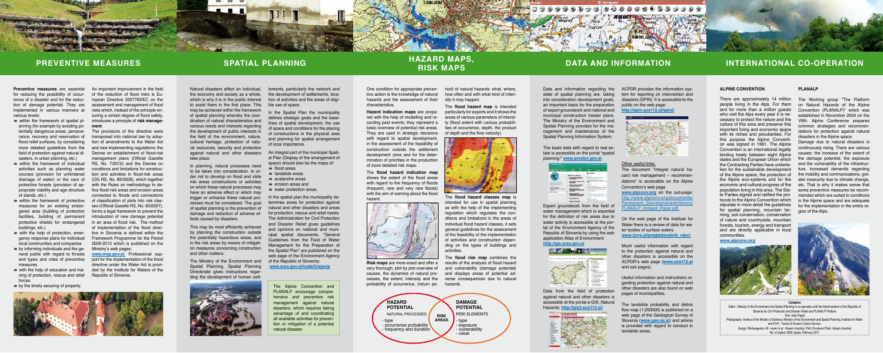## PREVENTIVE MEASURES

**Preventive measures** are essential for reducing the possibility of occurrence of a disaster and for the reduction of damage potential. They are implemented in various manners at various levels:

- within the framework of spatial planning (for example by avoiding potentially dangerous areas, perseverance, recovery and reservation of flood relief surfaces, by considering more detailed guidelines from the field of protection against natural disasters, in urban planning, etc.)
- within the framework of individual activities such as planning water courses (provision for unhindered drainage of water) or the care of protective forests (provision of appropriate viability and age structure of stands, etc.)
- within the framework of protective measures for an existing endangered area (building of protection facilities, building of permanent protective shields for endangered buildings, etc.)
- with the help of protection, emergency response plans for individual local communities and companies
- by informing individuals and the general public with regard to threats and types and roles of preventive measures
- with the help of education and training of protection, rescue and relief forces
- by the timely securing of property.

An important improvement in the field of the reduction of flood risks is European Directive 2007/60/EC on the assessment and management of flood risks which, instead of the principle ensuring a certain degree of flood safety, introduces a principle of **risk management**.

The provisions of the directive were transposed into national law by adoption of amendments to the Water Act and new implementing regulations: the Decree on establishment of flood-risk management plans (Official Gazette RS, No. 7/2010) and the Decree on conditions and limitations for construction and activities in flood-risk areas (OG RS, No. 89/2008), which together with the Rules on methodology to define flood-risk areas and erosion areas connected to floods and connections of classification of plots into risk classes (Official Gazette RS, No. 60/2007), forms a legal framework to prevent the introduction of new damage potential in an area of flood risk. The method of implementation of the flood directive in Slovenia is defined within the Framework Programme for the Period 2009-2015 which is published on the Ministry's web pages:
**www.mop.gov.si.** Professional support for the implementation of the flood directive under the Water Act is provided by the Institute for Waters of the Republic of Slovenia.

## SPATIAL PLANNING

Natural disasters affect an individual, the economy and society as a whole, which is why it is in the public interest to avoid them in the first place. This may be achieved within the framework of spatial planning whereby the coordination of natural characteristics and various needs and interests regarding the development of public interests in the field of the environment, nature, cultural heritage, protection of natural resources, security and protection against natural and other disasters take place.

In planning, natural processes need to be taken into consideration. In order not to develop on flood and slide risk areas constructions or activities on which these natural processes may have an adverse effect or which may trigger or enhance these natural processes must be considered. The goal of spatial planning is the prevention of damage and reduction of adverse effects caused by disasters.

This may be most efficiently achieved by planning the construction outside the potentially hazardous areas, and in the risk areas by means of mitigation measures concerning construction and other matters.

The Ministry of the Environment and Spatial Planning, Spatial Planning Directorate gives instructions regarding the development of human settlements, particularly the network and the development of settlements, location of activities and the areas of eligible use of space.

In the Spatial Plan the municipality defines strategic goals and the baselines of spatial development, the use of space and conditions for the placing of constructions in the physical area and planning for spatial arrangement of local importance.

An integral part of the municipal Spatial Plan (Display of the arrangement of space) should also be the maps of:

- flood areas
- landslide areas
- avalanche areas
- erosion areas and
- water protection areas.

In the spatial plan the municipality determines areas for protection against natural and other disasters and areas for protection, rescue and relief needs. The Administration for Civil Protection and Disaster Relief gives guidelines and opinions on national and municipal spatial documents. "General Guidelines from the Field of Water Management for the Preparation of the Spatial Plan" are published on the web page of the Environment Agency of the Republic of Slovenia:
**www.arso.gov.si/vode/Urejanje**

The Alpine Convention and PLANALP encourage comprehensive and preventive risk management against natural disasters, which requires taking advantage of and coordinating all available activities for prevention or mitigation of a potential natural disaster.

## HAZARD MAPS, RISK MAPS

One condition for appropriate preventive action is the knowledge of natural hazards and the assessment of their characteristics.

**Hazard indication maps** are prepared with the help of modelling and recording of past events, they represent a basic overview of potential risk areas. They are used in strategic decisions with regard to spatial development, in the assessment of the feasibility of construction outside the settlement development zone and for the determination of priorities in the production of more detailed risk maps.

The **flood hazard indication map** shows the extent of the flood areas with regard to the frequency of floods (frequent, rare and very rare floods) with the aim of warning about the flood hazard.

**Risk maps** are more exact and offer a very thorough, plot by plot overview of causes, the dynamics of natural processes, the extent, intensity and the probability of occurrence, (return period) of natural hazards: what, where, how often and with what kind of intensity it may happen.

The **flood hazard map** is intended particularly for experts and it shows the areas of various parameters of intensity (flood extent with various probabilities of occurrence, depth, the product of depth and the flow velocity).

The **flood hazard classes map** is intended for use in spatial planning as with the help of the implementing regulation which regulates the conditions and limitations in the areas of individual flood hazard classes, it sets general guidelines for the assessment of the feasibility of the implementation of activities and construction depending on the types of buildings and activities.

The **flood risk map** combines the results of the analysis of flood hazard and vulnerability (damage potential) and displays areas of potential adverse consequences due to natural hazards.

HAZARD POTENTIAL
NATURAL PROCESSES:
- type
- occurrence probability
- frequency and duration

RISK AREAS

DAMAGE POTENTIAL
RISK ELEMENTS
- type
- exposure
- vulnerability
- value

## DATA AND INFORMATION

Data and information regarding the state of spatial planning are, taking into consideration development goals, an important basis for the preparation of expert groundwork and national and municipal construction master plans. The Ministry of the Environment and Spatial Planning provides for the management and maintenance of the Spatial Planning Information System.

The basic data with regard to real estate is accessible on the portal "spatial planning:" **www.prostor.gov.si**

Expert groundwork from the field of water management which is essential for the definition of risk areas due to water activity is accessible at the portal of the Environment Agency of the Republic of Slovenia by using the web application Atlas of Environment:
**http://gis.arso.gov.si**

Data from the field of protection against natural and other disasters is accessible at the portal e-GIS_Natural Hazards: **http://gis3.sos112.si/**

ACPDR provides the information system for reporting on intervention and disasters (SPIN). It is accessible to the public on the web page:
**http://spin.sos112.si/spin2**

Other useful links:

The document "Integral natural hazard risk management – recommendations" is accessible on the Alpine Convention's web page
**www.alpconv.org** on the sub-page: **http://www.alpconv.org/documents/Permanent_Secretariat/web/library/PLANALP_Hotspot_Paper.pdf.**

On the web page of the Institute for Water there is a review of data for water bodies of surface waters
**www.izvrs.si/pregledovalnik_vtpv/.**

Much useful information with regard to the protection against natural and other disasters is accessible on the ACPDR's web page (**www.sos112.si** and sub pages).

Useful information and instructions regarding protection against natural and other disasters are also found on web pages of municipalities.

The landslide probability and debris flow map (1:250000) is published on a web page of the Geological Survey of Slovenia (**www.geo-zs.si**) and advice is provided with regard to conduct in landslide areas.

## INTERNATIONAL CO-OPERATION

### ALPINE CONVENTION

There are approximately 14 million people living in the Alps. For them and for more than a million guests who visit the Alps every year it is necessary to protect the nature and the culture of this area and preserve this important living and economic space with its riches and peculiarities. For this purpose the Alpine Convention was signed in 1991. The Alpine Convention is an international legally binding treaty between eight Alpine states and the European Union which the Contracting Parties have undertaken for the sustainable development of the Alpine space, the protection of the Alpine eco-systems and for the economic and cultural progress of the population living in this area. The State Parties signed and ratified the protocols to the Alpine Convention which stipulate in more detail the guidelines for spatial planning, mountain farming, soil conservation, conservation of nature and countryside, mountain forests, tourism, energy and transport and are directly applicable in local communities
**www.alpconv.org**

### PLANALP

The Working group "The Platform on Natural Hazards of the Alpine Convention (PLANALP)" which was established in November 2004 in the VIIIth. Alpine Conference prepares common strategies and recommendations for protection against natural disasters in the Alpine space.

Damage due to natural disasters is continuously rising. There are various causes: the increase of the extent of the damage potential, the exposure and the vulnerability of the infrastructure, increased demands regarding the mobility and communications, greater insecurity due to climate change, etc. That is why it makes sense that some preventive measures be recommended which are suited to conditions in the Alpine space and are adequate for the implementation in the entire region of the Alps.

**Colophon**
Editor : Ministry of the Environment and Spatial Planning in co-operation with the Administration of the Republic of Slovenia for Civil Protection and Disaster Relief and PLANALP Platform
Text: Julie Papež
Photography: Archive of the Ministry of Defence, Ministry of the Environment and Spatial Planning, Institute for Water and PUH - Torrent & Erosion Control Service.
Design: Werbeagentur I-D • www.i-d.at • Absam (Austria), Print: Druckerei Plrist, Absam (Austria)
No. of copies: 3000 copies, February 2011